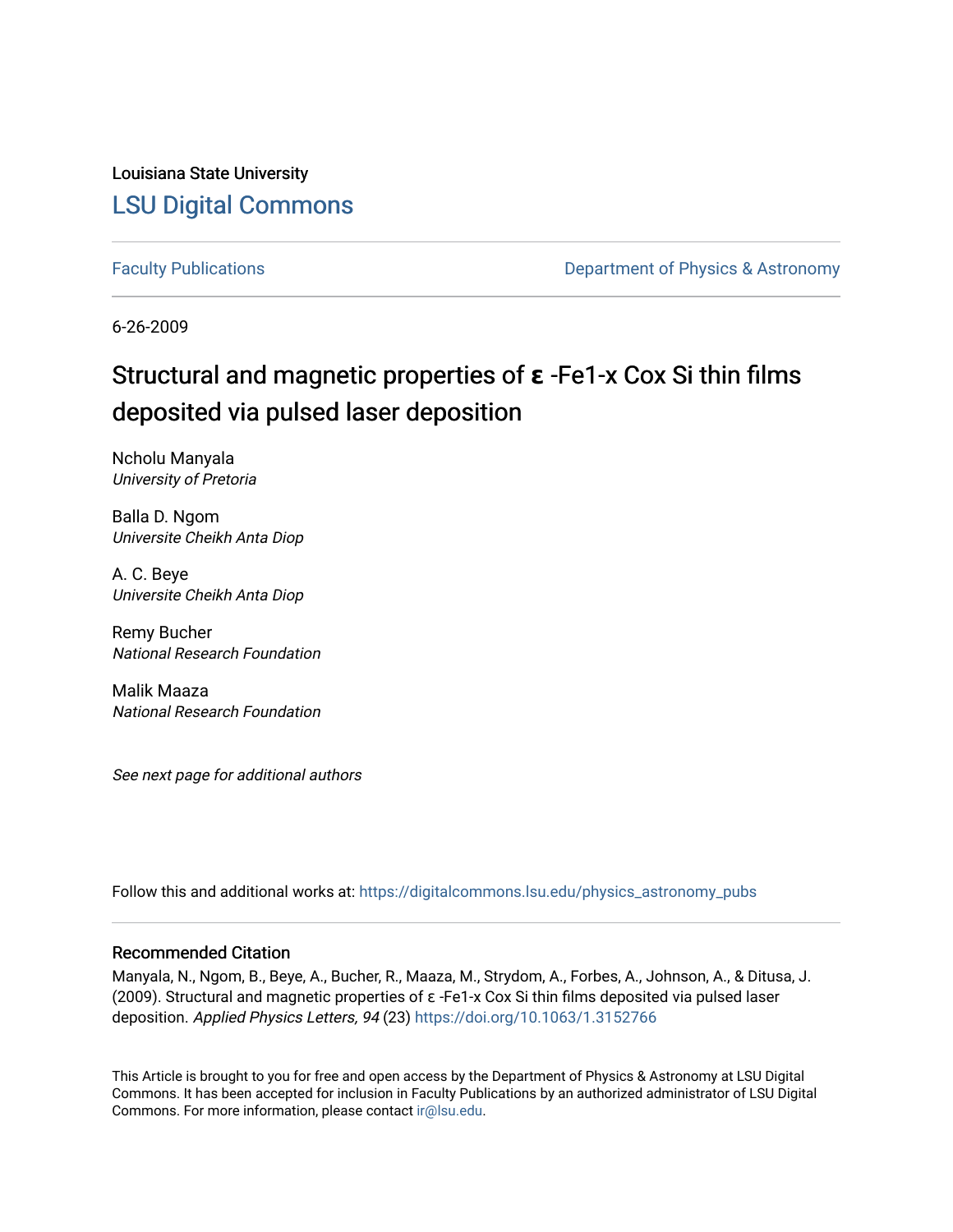Louisiana State University

# LSU Digital Commons

Faculty Publications | Department of Physics & Astronomy

6-26-2009

# Structural and magnetic properties of ε -Fe1-x Cox Si thin films deposited via pulsed laser deposition

Ncholu Manyala
*University of Pretoria*

Balla D. Ngom
*Universite Cheikh Anta Diop*

A. C. Beye
*Universite Cheikh Anta Diop*

Remy Bucher
*National Research Foundation*

Malik Maaza
*National Research Foundation*

*See next page for additional authors*

Follow this and additional works at: https://digitalcommons.lsu.edu/physics_astronomy_pubs

## Recommended Citation

Manyala, N., Ngom, B., Beye, A., Bucher, R., Maaza, M., Strydom, A., Forbes, A., Johnson, A., & Ditusa, J. (2009). Structural and magnetic properties of ε -Fe1-x Cox Si thin films deposited via pulsed laser deposition. *Applied Physics Letters, 94* (23) https://doi.org/10.1063/1.3152766

This Article is brought to you for free and open access by the Department of Physics & Astronomy at LSU Digital Commons. It has been accepted for inclusion in Faculty Publications by an authorized administrator of LSU Digital Commons. For more information, please contact ir@lsu.edu.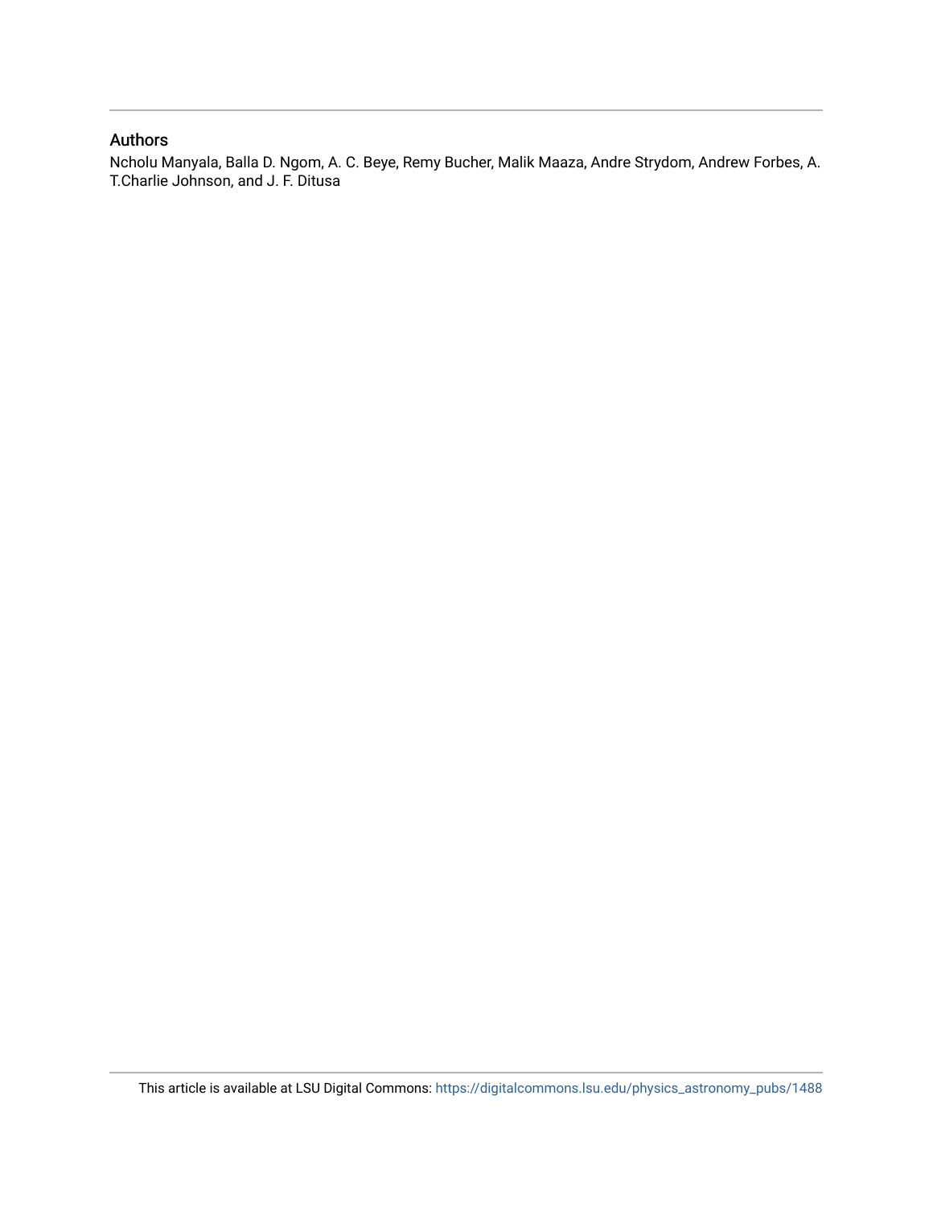## Authors

Ncholu Manyala, Balla D. Ngom, A. C. Beye, Remy Bucher, Malik Maaza, Andre Strydom, Andrew Forbes, A. T.Charlie Johnson, and J. F. Ditusa

This article is available at LSU Digital Commons: https://digitalcommons.lsu.edu/physics_astronomy_pubs/1488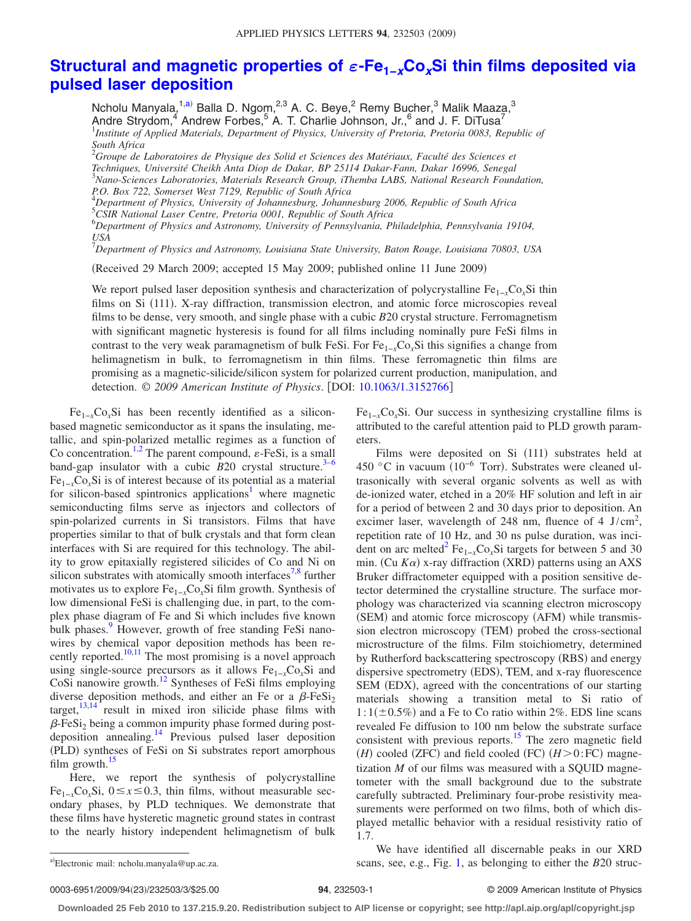# Structural and magnetic properties of $\varepsilon$-$Fe_{1-x}Co_xSi$ thin films deposited via pulsed laser deposition

Ncholu Manyala,[1,a)] Balla D. Ngom,[2,3] A. C. Beye,[2] Remy Bucher,[3] Malik Maaza,[3] Andre Strydom,[4] Andrew Forbes,[5] A. T. Charlie Johnson, Jr.,[6] and J. F. DiTusa[7]

[1]Institute of Applied Materials, Department of Physics, University of Pretoria, Pretoria 0083, Republic of South Africa
[2]Groupe de Laboratoires de Physique des Solid et Sciences des Matériaux, Faculté des Sciences et Techniques, Université Cheikh Anta Diop de Dakar, BP 25114 Dakar-Fann, Dakar 16996, Senegal
[3]Nano-Sciences Laboratories, Materials Research Group, iThemba LABS, National Research Foundation, P.O. Box 722, Somerset West 7129, Republic of South Africa
[4]Department of Physics, University of Johannesburg, Johannesburg 2006, Republic of South Africa
[5]CSIR National Laser Centre, Pretoria 0001, Republic of South Africa
[6]Department of Physics and Astronomy, University of Pennsylvania, Philadelphia, Pennsylvania 19104, USA
[7]Department of Physics and Astronomy, Louisiana State University, Baton Rouge, Louisiana 70803, USA

(Received 29 March 2009; accepted 15 May 2009; published online 11 June 2009)

We report pulsed laser deposition synthesis and characterization of polycrystalline $Fe_{1-x}Co_xSi$ thin films on Si (111). X-ray diffraction, transmission electron, and atomic force microscopies reveal films to be dense, very smooth, and single phase with a cubic $B20$ crystal structure. Ferromagnetism with significant magnetic hysteresis is found for all films including nominally pure FeSi films in contrast to the very weak paramagnetism of bulk FeSi. For $Fe_{1-x}Co_xSi$ this signifies a change from helimagnetism in bulk, to ferromagnetism in thin films. These ferromagnetic thin films are promising as a magnetic-silicide/silicon system for polarized current production, manipulation, and detection. © *2009 American Institute of Physics*. [DOI: 10.1063/1.3152766]

$Fe_{1-x}Co_xSi$ has been recently identified as a silicon-based magnetic semiconductor as it spans the insulating, metallic, and spin-polarized metallic regimes as a function of Co concentration.[1,2] The parent compound, $\varepsilon$-FeSi, is a small band-gap insulator with a cubic $B20$ crystal structure.[3–6] $Fe_{1-x}Co_xSi$ is of interest because of its potential as a material for silicon-based spintronics applications[1] where magnetic semiconducting films serve as injectors and collectors of spin-polarized currents in Si transistors. Films that have properties similar to that of bulk crystals and that form clean interfaces with Si are required for this technology. The ability to grow epitaxially registered silicides of Co and Ni on silicon substrates with atomically smooth interfaces[7,8] further motivates us to explore $Fe_{1-x}Co_xSi$ film growth. Synthesis of low dimensional FeSi is challenging due, in part, to the complex phase diagram of Fe and Si which includes five known bulk phases.[9] However, growth of free standing FeSi nanowires by chemical vapor deposition methods has been recently reported.[10,11] The most promising is a novel approach using single-source precursors as it allows $Fe_{1-x}Co_xSi$ and CoSi nanowire growth.[12] Syntheses of FeSi films employing diverse deposition methods, and either an Fe or a $\beta$-$FeSi_2$ target,[13,14] result in mixed iron silicide phase films with $\beta$-$FeSi_2$ being a common impurity phase formed during post-deposition annealing.[14] Previous pulsed laser deposition (PLD) syntheses of FeSi on Si substrates report amorphous film growth.[15]

Here, we report the synthesis of polycrystalline $Fe_{1-x}Co_xSi$, $0 \leq x \leq 0.3$, thin films, without measurable secondary phases, by PLD techniques. We demonstrate that these films have hysteretic magnetic ground states in contrast to the nearly history independent helimagnetism of bulk $Fe_{1-x}Co_xSi$. Our success in synthesizing crystalline films is attributed to the careful attention paid to PLD growth parameters.

Films were deposited on Si (111) substrates held at 450 °C in vacuum ($10^{-6}$ Torr). Substrates were cleaned ultrasonically with several organic solvents as well as with de-ionized water, etched in a 20% HF solution and left in air for a period of between 2 and 30 days prior to deposition. An excimer laser, wavelength of 248 nm, fluence of 4 $J/cm^2$, repetition rate of 10 Hz, and 30 ns pulse duration, was incident on arc melted[2] $Fe_{1-x}Co_xSi$ targets for between 5 and 30 min. (Cu $K\alpha$) x-ray diffraction (XRD) patterns using an AXS Bruker diffractometer equipped with a position sensitive detector determined the crystalline structure. The surface morphology was characterized via scanning electron microscopy (SEM) and atomic force microscopy (AFM) while transmission electron microscopy (TEM) probed the cross-sectional microstructure of the films. Film stoichiometry, determined by Rutherford backscattering spectroscopy (RBS) and energy dispersive spectrometry (EDS), TEM, and x-ray fluorescence SEM (EDX), agreed with the concentrations of our starting materials showing a transition metal to Si ratio of $1:1(\pm 0.5\%)$ and a Fe to Co ratio within 2%. EDS line scans revealed Fe diffusion to 100 nm below the substrate surface consistent with previous reports.[15] The zero magnetic field ($H$) cooled (ZFC) and field cooled (FC) ($H>0$:FC) magnetization $M$ of our films was measured with a SQUID magnetometer with the small background due to the substrate carefully subtracted. Preliminary four-probe resistivity measurements were performed on two films, both of which displayed metallic behavior with a residual resistivity ratio of 1.7.

We have identified all discernable peaks in our XRD scans, see, e.g., Fig. 1, as belonging to either the $B20$ struc-

[a)]Electronic mail: ncholu.manyala@up.ac.za.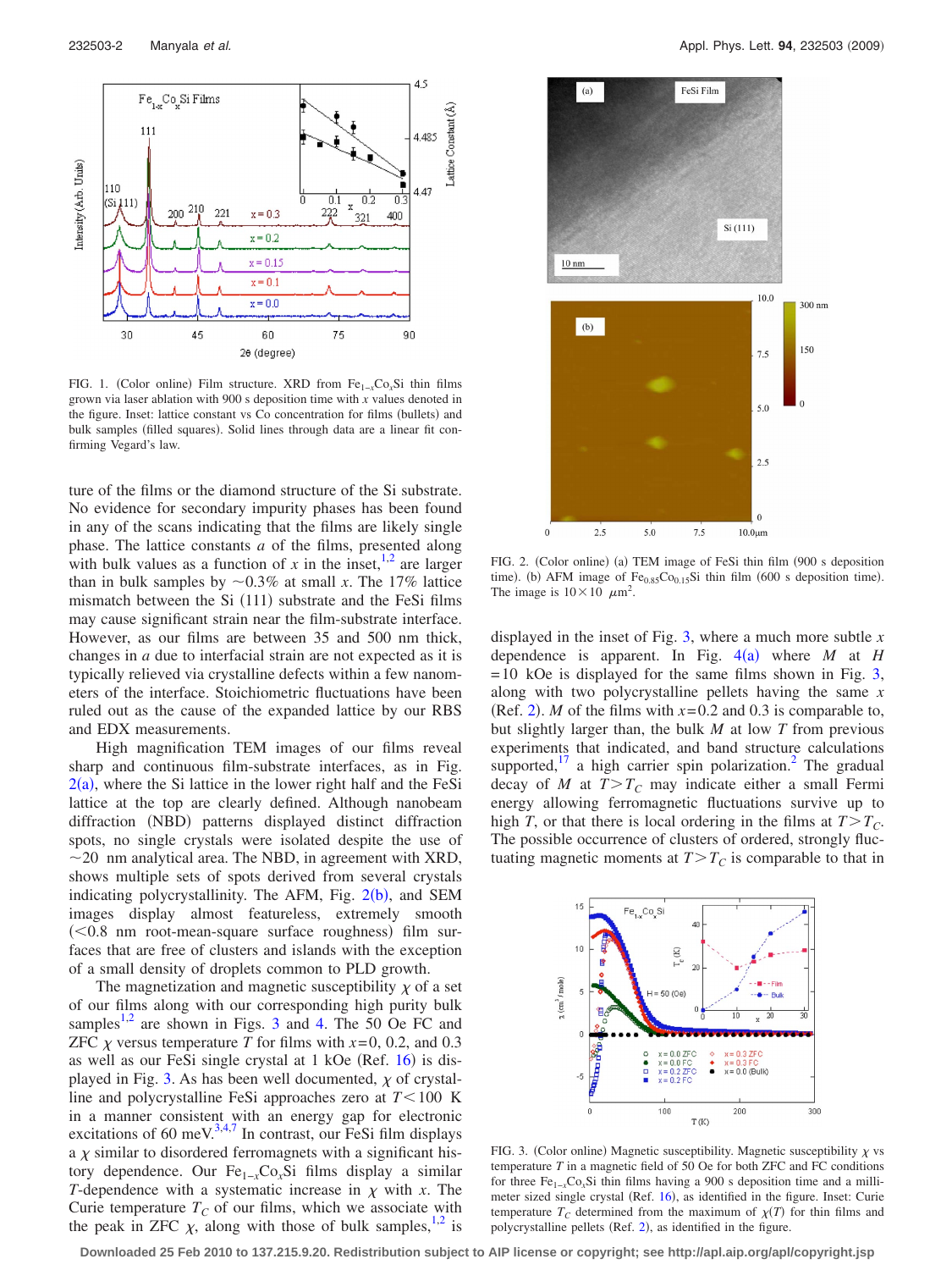FIG. 1. (Color online) Film structure. XRD from $Fe_{1-x}Co_xSi$ thin films grown via laser ablation with 900 s deposition time with $x$ values denoted in the figure. Inset: lattice constant vs Co concentration for films (bullets) and bulk samples (filled squares). Solid lines through data are a linear fit confirming Vegard's law.

ture of the films or the diamond structure of the Si substrate. No evidence for secondary impurity phases has been found in any of the scans indicating that the films are likely single phase. The lattice constants $a$ of the films, presented along with bulk values as a function of $x$ in the inset,[1,2] are larger than in bulk samples by ~0.3% at small $x$. The 17% lattice mismatch between the Si (111) substrate and the FeSi films may cause significant strain near the film-substrate interface. However, as our films are between 35 and 500 nm thick, changes in $a$ due to interfacial strain are not expected as it is typically relieved via crystalline defects within a few nanometers of the interface. Stoichiometric fluctuations have been ruled out as the cause of the expanded lattice by our RBS and EDX measurements.

High magnification TEM images of our films reveal sharp and continuous film-substrate interfaces, as in Fig. 2(a), where the Si lattice in the lower right half and the FeSi lattice at the top are clearly defined. Although nanobeam diffraction (NBD) patterns displayed distinct diffraction spots, no single crystals were isolated despite the use of ~20 nm analytical area. The NBD, in agreement with XRD, shows multiple sets of spots derived from several crystals indicating polycrystallinity. The AFM, Fig. 2(b), and SEM images display almost featureless, extremely smooth (<0.8 nm root-mean-square surface roughness) film surfaces that are free of clusters and islands with the exception of a small density of droplets common to PLD growth.

The magnetization and magnetic susceptibility $\chi$ of a set of our films along with our corresponding high purity bulk samples[1,2] are shown in Figs. 3 and 4. The 50 Oe FC and ZFC $\chi$ versus temperature $T$ for films with $x=0$, 0.2, and 0.3 as well as our FeSi single crystal at 1 kOe (Ref. 16) is displayed in Fig. 3. As has been well documented, $\chi$ of crystalline and polycrystalline FeSi approaches zero at $T<100$ K in a manner consistent with an energy gap for electronic excitations of 60 meV.[3,4,7] In contrast, our FeSi film displays a $\chi$ similar to disordered ferromagnets with a significant history dependence. Our $Fe_{1-x}Co_xSi$ films display a similar $T$-dependence with a systematic increase in $\chi$ with $x$. The Curie temperature $T_C$ of our films, which we associate with the peak in ZFC $\chi$, along with those of bulk samples,[1,2] is

FIG. 2. (Color online) (a) TEM image of FeSi thin film (900 s deposition time). (b) AFM image of $Fe_{0.85}Co_{0.15}Si$ thin film (600 s deposition time). The image is $10\times 10$ $\mu m^2$.

displayed in the inset of Fig. 3, where a much more subtle $x$ dependence is apparent. In Fig. 4(a) where $M$ at $H=10$ kOe is displayed for the same films shown in Fig. 3, along with two polycrystalline pellets having the same $x$ (Ref. 2). $M$ of the films with $x=0.2$ and 0.3 is comparable to, but slightly larger than, the bulk $M$ at low $T$ from previous experiments that indicated, and band structure calculations supported,[17] a high carrier spin polarization.[2] The gradual decay of $M$ at $T>T_C$ may indicate either a small Fermi energy allowing ferromagnetic fluctuations survive up to high $T$, or that there is local ordering in the films at $T>T_C$. The possible occurrence of clusters of ordered, strongly fluctuating magnetic moments at $T>T_C$ is comparable to that in

FIG. 3. (Color online) Magnetic susceptibility. Magnetic susceptibility $\chi$ vs temperature $T$ in a magnetic field of 50 Oe for both ZFC and FC conditions for three $Fe_{1-x}Co_xSi$ thin films having a 900 s deposition time and a millimeter sized single crystal (Ref. 16), as identified in the figure. Inset: Curie temperature $T_C$ determined from the maximum of $\chi(T)$ for thin films and polycrystalline pellets (Ref. 2), as identified in the figure.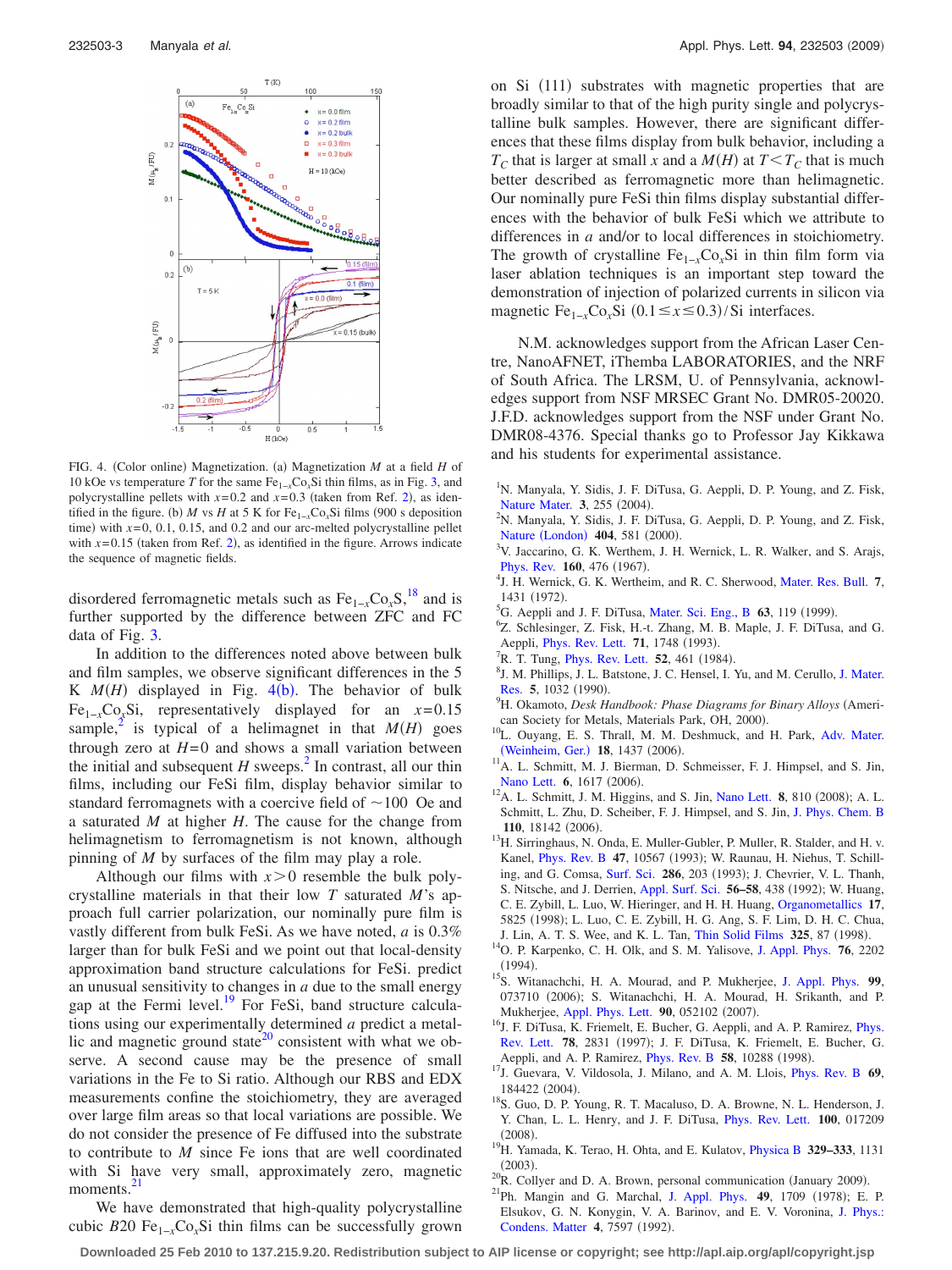T (K)

0 50 100 150

(a) $Fe_{1-x}Co_xSi$

x = 0.0 film
x = 0.2 film
x = 0.2 bulk
x = 0.3 film
x = 0.3 bulk

H = 10 (kOe)

$M (\mu_B / FU)$

0.2

0.1

0

(b)

T = 5 K

0.15 (film)

0.1 (film)

x = 0.0 (film)

x = 0.15 (bulk)

0.2 (film)

$M (\mu_B / FU)$

0.2

0

-0.2

-1.5 -1 -0.5 0 0.5 1 1.5

H (kOe)

FIG. 4. (Color online) Magnetization. (a) Magnetization $M$ at a field $H$ of 10 kOe vs temperature $T$ for the same $Fe_{1-x}Co_xSi$ thin films, as in Fig. 3, and polycrystalline pellets with $x=0.2$ and $x=0.3$ (taken from Ref. 2), as identified in the figure. (b) $M$ vs $H$ at 5 K for $Fe_{1-x}Co_xSi$ films (900 s deposition time) with $x=0$, 0.1, 0.15, and 0.2 and our arc-melted polycrystalline pellet with $x=0.15$ (taken from Ref. 2), as identified in the figure. Arrows indicate the sequence of magnetic fields.

disordered ferromagnetic metals such as $Fe_{1-x}Co_xS$,[18] and is further supported by the difference between ZFC and FC data of Fig. 3.

In addition to the differences noted above between bulk and film samples, we observe significant differences in the 5 K $M(H)$ displayed in Fig. 4(b). The behavior of bulk $Fe_{1-x}Co_xSi$, representatively displayed for an $x=0.15$ sample,[2] is typical of a helimagnet in that $M(H)$ goes through zero at $H=0$ and shows a small variation between the initial and subsequent $H$ sweeps.[2] In contrast, all our thin films, including our FeSi film, display behavior similar to standard ferromagnets with a coercive field of ~100 Oe and a saturated $M$ at higher $H$. The cause for the change from helimagnetism to ferromagnetism is not known, although pinning of $M$ by surfaces of the film may play a role.

Although our films with $x>0$ resemble the bulk polycrystalline materials in that their low $T$ saturated $M$'s approach full carrier polarization, our nominally pure film is vastly different from bulk FeSi. As we have noted, $a$ is 0.3% larger than for bulk FeSi and we point out that local-density approximation band structure calculations for FeSi. predict an unusual sensitivity to changes in $a$ due to the small energy gap at the Fermi level.[19] For FeSi, band structure calculations using our experimentally determined $a$ predict a metallic and magnetic ground state[20] consistent with what we observe. A second cause may be the presence of small variations in the Fe to Si ratio. Although our RBS and EDX measurements confine the stoichiometry, they are averaged over large film areas so that local variations are possible. We do not consider the presence of Fe diffused into the substrate to contribute to $M$ since Fe ions that are well coordinated with Si have very small, approximately zero, magnetic moments.[21]

We have demonstrated that high-quality polycrystalline cubic $B20$ $Fe_{1-x}Co_xSi$ thin films can be successfully grown on Si (111) substrates with magnetic properties that are broadly similar to that of the high purity single and polycrystalline bulk samples. However, there are significant differences that these films display from bulk behavior, including a $T_C$ that is larger at small $x$ and a $M(H)$ at $T<T_C$ that is much better described as ferromagnetic more than helimagnetic. Our nominally pure FeSi thin films display substantial differences with the behavior of bulk FeSi which we attribute to differences in $a$ and/or to local differences in stoichiometry. The growth of crystalline $Fe_{1-x}Co_xSi$ in thin film form via laser ablation techniques is an important step toward the demonstration of injection of polarized currents in silicon via magnetic $Fe_{1-x}Co_xSi$ $(0.1 \leq x \leq 0.3)$/Si interfaces.

N.M. acknowledges support from the African Laser Centre, NanoAFNET, iThemba LABORATORIES, and the NRF of South Africa. The LRSM, U. of Pennsylvania, acknowledges support from NSF MRSEC Grant No. DMR05-20020. J.F.D. acknowledges support from the NSF under Grant No. DMR08-4376. Special thanks go to Professor Jay Kikkawa and his students for experimental assistance.

[1] N. Manyala, Y. Sidis, J. F. DiTusa, G. Aeppli, D. P. Young, and Z. Fisk, Nature Mater. **3**, 255 (2004).

[2] N. Manyala, Y. Sidis, J. F. DiTusa, G. Aeppli, D. P. Young, and Z. Fisk, Nature (London) **404**, 581 (2000).

[3] V. Jaccarino, G. K. Werthem, J. H. Wernick, L. R. Walker, and S. Arajs, Phys. Rev. **160**, 476 (1967).

[4] J. H. Wernick, G. K. Wertheim, and R. C. Sherwood, Mater. Res. Bull. **7**, 1431 (1972).

[5] G. Aeppli and J. F. DiTusa, Mater. Sci. Eng., B **63**, 119 (1999).

[6] Z. Schlesinger, Z. Fisk, H.-t. Zhang, M. B. Maple, J. F. DiTusa, and G. Aeppli, Phys. Rev. Lett. **71**, 1748 (1993).

[7] R. T. Tung, Phys. Rev. Lett. **52**, 461 (1984).

[8] J. M. Phillips, J. L. Batstone, J. C. Hensel, I. Yu, and M. Cerullo, J. Mater. Res. **5**, 1032 (1990).

[9] H. Okamoto, *Desk Handbook: Phase Diagrams for Binary Alloys* (American Society for Metals, Materials Park, OH, 2000).

[10] L. Ouyang, E. S. Thrall, M. M. Deshmuck, and H. Park, Adv. Mater. (Weinheim, Ger.) **18**, 1437 (2006).

[11] A. L. Schmitt, M. J. Bierman, D. Schmeisser, F. J. Himpsel, and S. Jin, Nano Lett. **6**, 1617 (2006).

[12] A. L. Schmitt, J. M. Higgins, and S. Jin, Nano Lett. **8**, 810 (2008); A. L. Schmitt, L. Zhu, D. Scheiber, F. J. Himpsel, and S. Jin, J. Phys. Chem. B **110**, 18142 (2006).

[13] H. Sirringhaus, N. Onda, E. Muller-Gubler, P. Muller, R. Stalder, and H. v. Kanel, Phys. Rev. B **47**, 10567 (1993); W. Raunau, H. Niehus, T. Schilling, and G. Comsa, Surf. Sci. **286**, 203 (1993); J. Chevrier, V. L. Thanh, S. Nitsche, and J. Derrien, Appl. Surf. Sci. **56–58**, 438 (1992); W. Huang, C. E. Zybill, L. Luo, W. Hieringer, and H. H. Huang, Organometallics **17**, 5825 (1998); L. Luo, C. E. Zybill, H. G. Ang, S. F. Lim, D. H. C. Chua, J. Lin, A. T. S. Wee, and K. L. Tan, Thin Solid Films **325**, 87 (1998).

[14] O. P. Karpenko, C. H. Olk, and S. M. Yalisove, J. Appl. Phys. **76**, 2202 (1994).

[15] S. Witanachchi, H. A. Mourad, and P. Mukherjee, J. Appl. Phys. **99**, 073710 (2006); S. Witanachchi, H. A. Mourad, H. Srikanth, and P. Mukherjee, Appl. Phys. Lett. **90**, 052102 (2007).

[16] J. F. DiTusa, K. Friemelt, E. Bucher, G. Aeppli, and A. P. Ramirez, Phys. Rev. Lett. **78**, 2831 (1997); J. F. DiTusa, K. Friemelt, E. Bucher, G. Aeppli, and A. P. Ramirez, Phys. Rev. B **58**, 10288 (1998).

[17] J. Guevara, V. Vildosola, J. Milano, and A. M. Llois, Phys. Rev. B **69**, 184422 (2004).

[18] S. Guo, D. P. Young, R. T. Macaluso, D. A. Browne, N. L. Henderson, J. Y. Chan, L. L. Henry, and J. F. DiTusa, Phys. Rev. Lett. **100**, 017209 (2008).

[19] H. Yamada, K. Terao, H. Ohta, and E. Kulatov, Physica B **329–333**, 1131 (2003).

[20] R. Collyer and D. A. Brown, personal communication (January 2009).

[21] Ph. Mangin and G. Marchal, J. Appl. Phys. **49**, 1709 (1978); E. P. Elsukov, G. N. Konygin, V. A. Barinov, and E. V. Voronina, J. Phys.: Condens. Matter **4**, 7597 (1992).